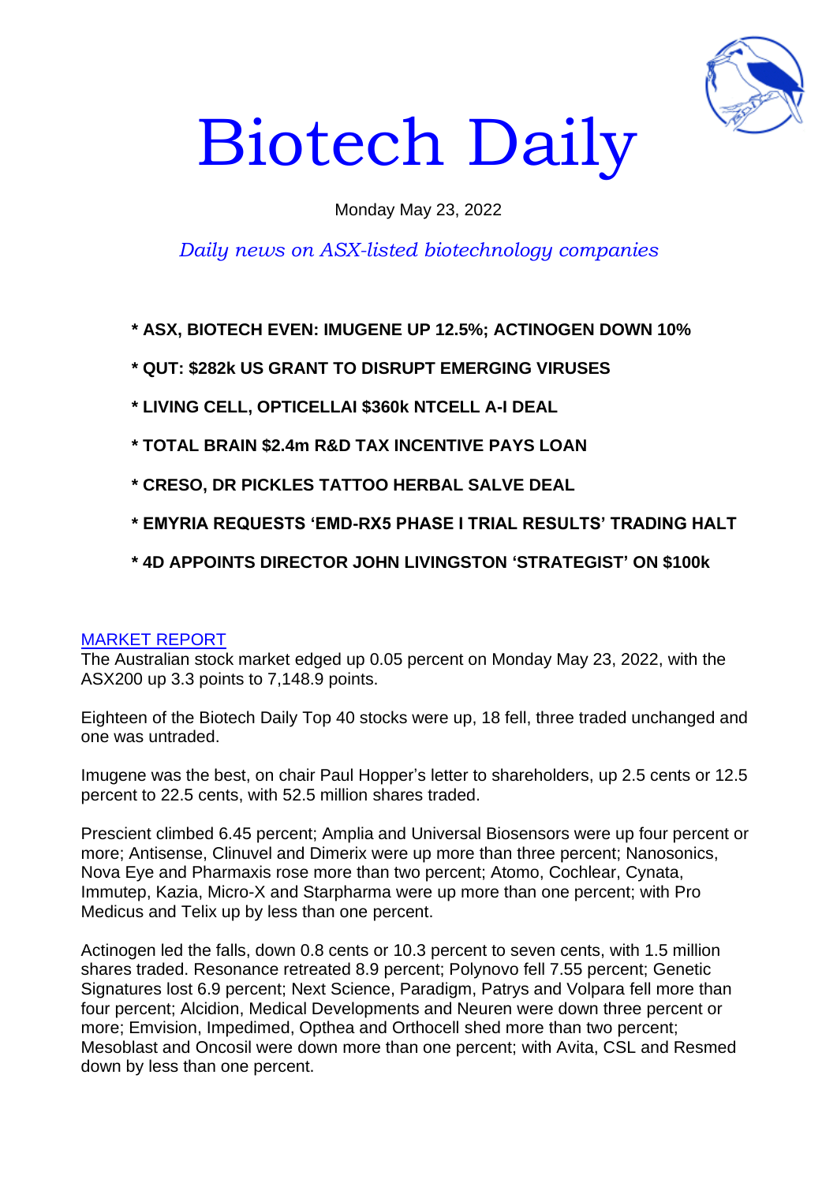# Biotech Daily

Monday May 23, 2022

*Daily news on ASX-listed biotechnology companies*

**\* ASX, BIOTECH EVEN: IMUGENE UP 12.5%; ACTINOGEN DOWN 10%**

**\* QUT: $282k US GRANT TO DISRUPT EMERGING VIRUSES**

**\* LIVING CELL, OPTICELLAI $360k NTCELL A-I DEAL**

**\* TOTAL BRAIN $2.4m R&D TAX INCENTIVE PAYS LOAN**

**\* CRESO, DR PICKLES TATTOO HERBAL SALVE DEAL**

**\* EMYRIA REQUESTS 'EMD-RX5 PHASE I TRIAL RESULTS' TRADING HALT**

**\* 4D APPOINTS DIRECTOR JOHN LIVINGSTON 'STRATEGIST' ON $100k**

MARKET REPORT

The Australian stock market edged up 0.05 percent on Monday May 23, 2022, with the ASX200 up 3.3 points to 7,148.9 points.

Eighteen of the Biotech Daily Top 40 stocks were up, 18 fell, three traded unchanged and one was untraded.

Imugene was the best, on chair Paul Hopper's letter to shareholders, up 2.5 cents or 12.5 percent to 22.5 cents, with 52.5 million shares traded.

Prescient climbed 6.45 percent; Amplia and Universal Biosensors were up four percent or more; Antisense, Clinuvel and Dimerix were up more than three percent; Nanosonics, Nova Eye and Pharmaxis rose more than two percent; Atomo, Cochlear, Cynata, Immutep, Kazia, Micro-X and Starpharma were up more than one percent; with Pro Medicus and Telix up by less than one percent.

Actinogen led the falls, down 0.8 cents or 10.3 percent to seven cents, with 1.5 million shares traded. Resonance retreated 8.9 percent; Polynovo fell 7.55 percent; Genetic Signatures lost 6.9 percent; Next Science, Paradigm, Patrys and Volpara fell more than four percent; Alcidion, Medical Developments and Neuren were down three percent or more; Emvision, Impedimed, Opthea and Orthocell shed more than two percent; Mesoblast and Oncosil were down more than one percent; with Avita, CSL and Resmed down by less than one percent.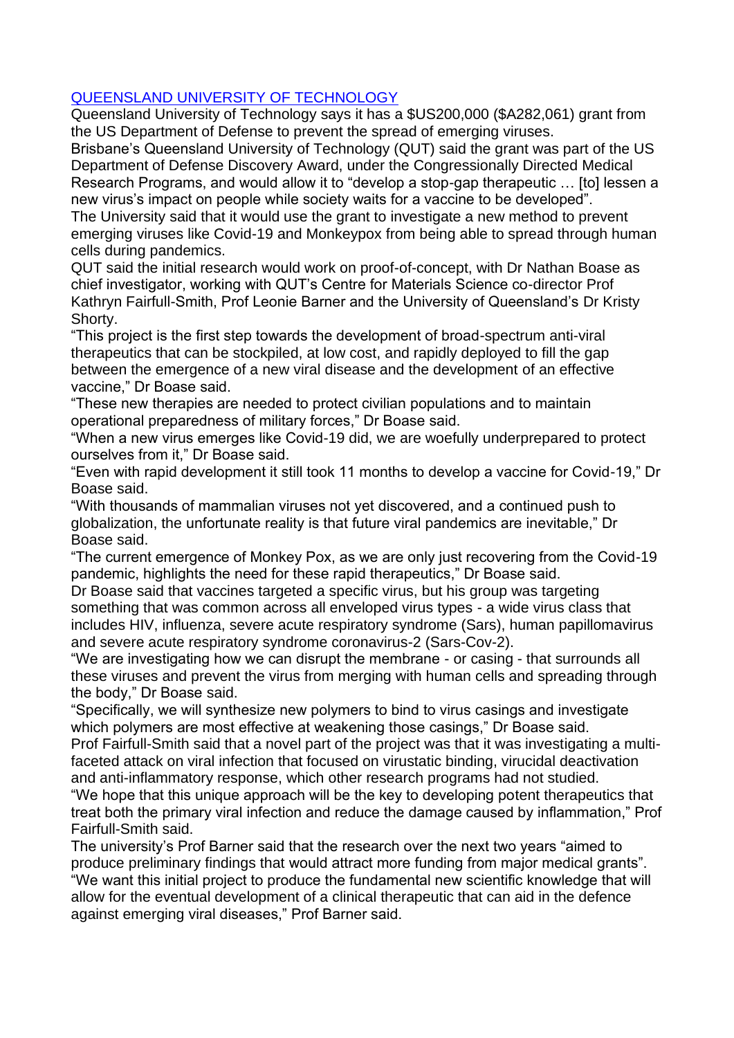[QUEENSLAND UNIVERSITY OF TECHNOLOGY]

Queensland University of Technology says it has a $US200,000 ($A282,061) grant from the US Department of Defense to prevent the spread of emerging viruses.

Brisbane's Queensland University of Technology (QUT) said the grant was part of the US Department of Defense Discovery Award, under the Congressionally Directed Medical Research Programs, and would allow it to "develop a stop-gap therapeutic … [to] lessen a new virus's impact on people while society waits for a vaccine to be developed".

The University said that it would use the grant to investigate a new method to prevent emerging viruses like Covid-19 and Monkeypox from being able to spread through human cells during pandemics.

QUT said the initial research would work on proof-of-concept, with Dr Nathan Boase as chief investigator, working with QUT's Centre for Materials Science co-director Prof Kathryn Fairfull-Smith, Prof Leonie Barner and the University of Queensland's Dr Kristy Shorty.

"This project is the first step towards the development of broad-spectrum anti-viral therapeutics that can be stockpiled, at low cost, and rapidly deployed to fill the gap between the emergence of a new viral disease and the development of an effective vaccine," Dr Boase said.

"These new therapies are needed to protect civilian populations and to maintain operational preparedness of military forces," Dr Boase said.

"When a new virus emerges like Covid-19 did, we are woefully underprepared to protect ourselves from it," Dr Boase said.

"Even with rapid development it still took 11 months to develop a vaccine for Covid-19," Dr Boase said.

"With thousands of mammalian viruses not yet discovered, and a continued push to globalization, the unfortunate reality is that future viral pandemics are inevitable," Dr Boase said.

"The current emergence of Monkey Pox, as we are only just recovering from the Covid-19 pandemic, highlights the need for these rapid therapeutics," Dr Boase said.

Dr Boase said that vaccines targeted a specific virus, but his group was targeting something that was common across all enveloped virus types - a wide virus class that includes HIV, influenza, severe acute respiratory syndrome (Sars), human papillomavirus and severe acute respiratory syndrome coronavirus-2 (Sars-Cov-2).

"We are investigating how we can disrupt the membrane - or casing - that surrounds all these viruses and prevent the virus from merging with human cells and spreading through the body," Dr Boase said.

"Specifically, we will synthesize new polymers to bind to virus casings and investigate which polymers are most effective at weakening those casings," Dr Boase said.

Prof Fairfull-Smith said that a novel part of the project was that it was investigating a multi-faceted attack on viral infection that focused on virustatic binding, virucidal deactivation and anti-inflammatory response, which other research programs had not studied.

"We hope that this unique approach will be the key to developing potent therapeutics that treat both the primary viral infection and reduce the damage caused by inflammation," Prof Fairfull-Smith said.

The university's Prof Barner said that the research over the next two years "aimed to produce preliminary findings that would attract more funding from major medical grants".

"We want this initial project to produce the fundamental new scientific knowledge that will allow for the eventual development of a clinical therapeutic that can aid in the defence against emerging viral diseases," Prof Barner said.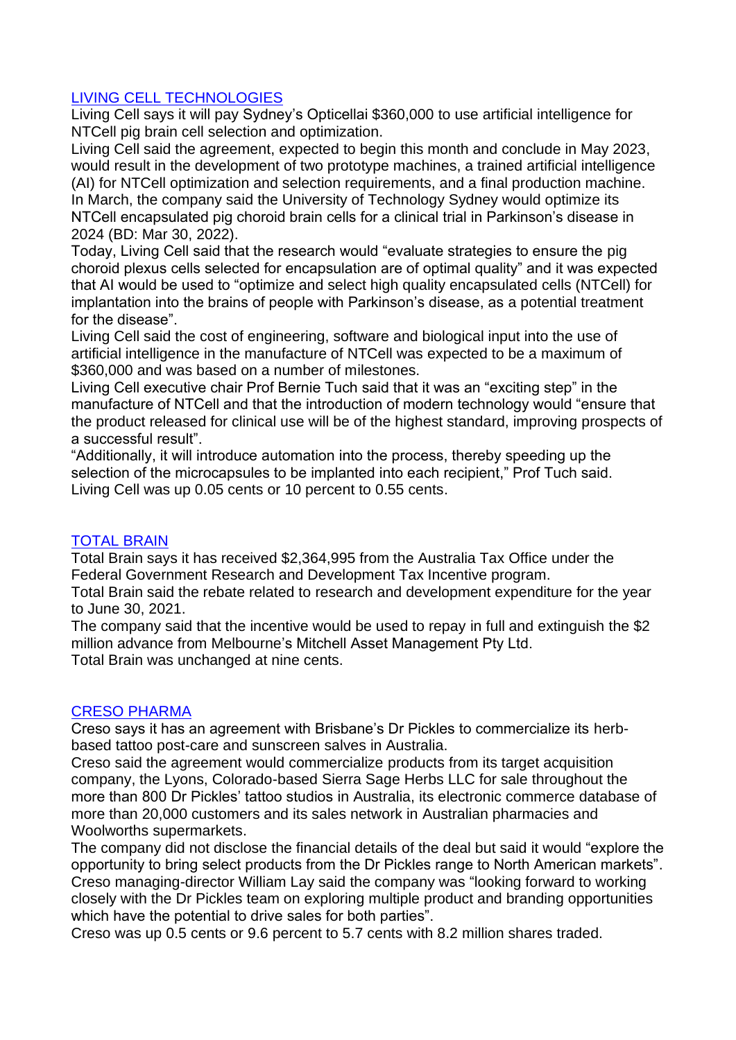## LIVING CELL TECHNOLOGIES

Living Cell says it will pay Sydney's Opticellai $360,000 to use artificial intelligence for NTCell pig brain cell selection and optimization.

Living Cell said the agreement, expected to begin this month and conclude in May 2023, would result in the development of two prototype machines, a trained artificial intelligence (AI) for NTCell optimization and selection requirements, and a final production machine.

In March, the company said the University of Technology Sydney would optimize its NTCell encapsulated pig choroid brain cells for a clinical trial in Parkinson's disease in 2024 (BD: Mar 30, 2022).

Today, Living Cell said that the research would "evaluate strategies to ensure the pig choroid plexus cells selected for encapsulation are of optimal quality" and it was expected that AI would be used to "optimize and select high quality encapsulated cells (NTCell) for implantation into the brains of people with Parkinson's disease, as a potential treatment for the disease".

Living Cell said the cost of engineering, software and biological input into the use of artificial intelligence in the manufacture of NTCell was expected to be a maximum of $360,000 and was based on a number of milestones.

Living Cell executive chair Prof Bernie Tuch said that it was an "exciting step" in the manufacture of NTCell and that the introduction of modern technology would "ensure that the product released for clinical use will be of the highest standard, improving prospects of a successful result".

"Additionally, it will introduce automation into the process, thereby speeding up the selection of the microcapsules to be implanted into each recipient," Prof Tuch said.

Living Cell was up 0.05 cents or 10 percent to 0.55 cents.

## TOTAL BRAIN

Total Brain says it has received $2,364,995 from the Australia Tax Office under the Federal Government Research and Development Tax Incentive program.

Total Brain said the rebate related to research and development expenditure for the year to June 30, 2021.

The company said that the incentive would be used to repay in full and extinguish the $2 million advance from Melbourne's Mitchell Asset Management Pty Ltd.

Total Brain was unchanged at nine cents.

## CRESO PHARMA

Creso says it has an agreement with Brisbane's Dr Pickles to commercialize its herb-based tattoo post-care and sunscreen salves in Australia.

Creso said the agreement would commercialize products from its target acquisition company, the Lyons, Colorado-based Sierra Sage Herbs LLC for sale throughout the more than 800 Dr Pickles' tattoo studios in Australia, its electronic commerce database of more than 20,000 customers and its sales network in Australian pharmacies and Woolworths supermarkets.

The company did not disclose the financial details of the deal but said it would "explore the opportunity to bring select products from the Dr Pickles range to North American markets".

Creso managing-director William Lay said the company was "looking forward to working closely with the Dr Pickles team on exploring multiple product and branding opportunities which have the potential to drive sales for both parties".

Creso was up 0.5 cents or 9.6 percent to 5.7 cents with 8.2 million shares traded.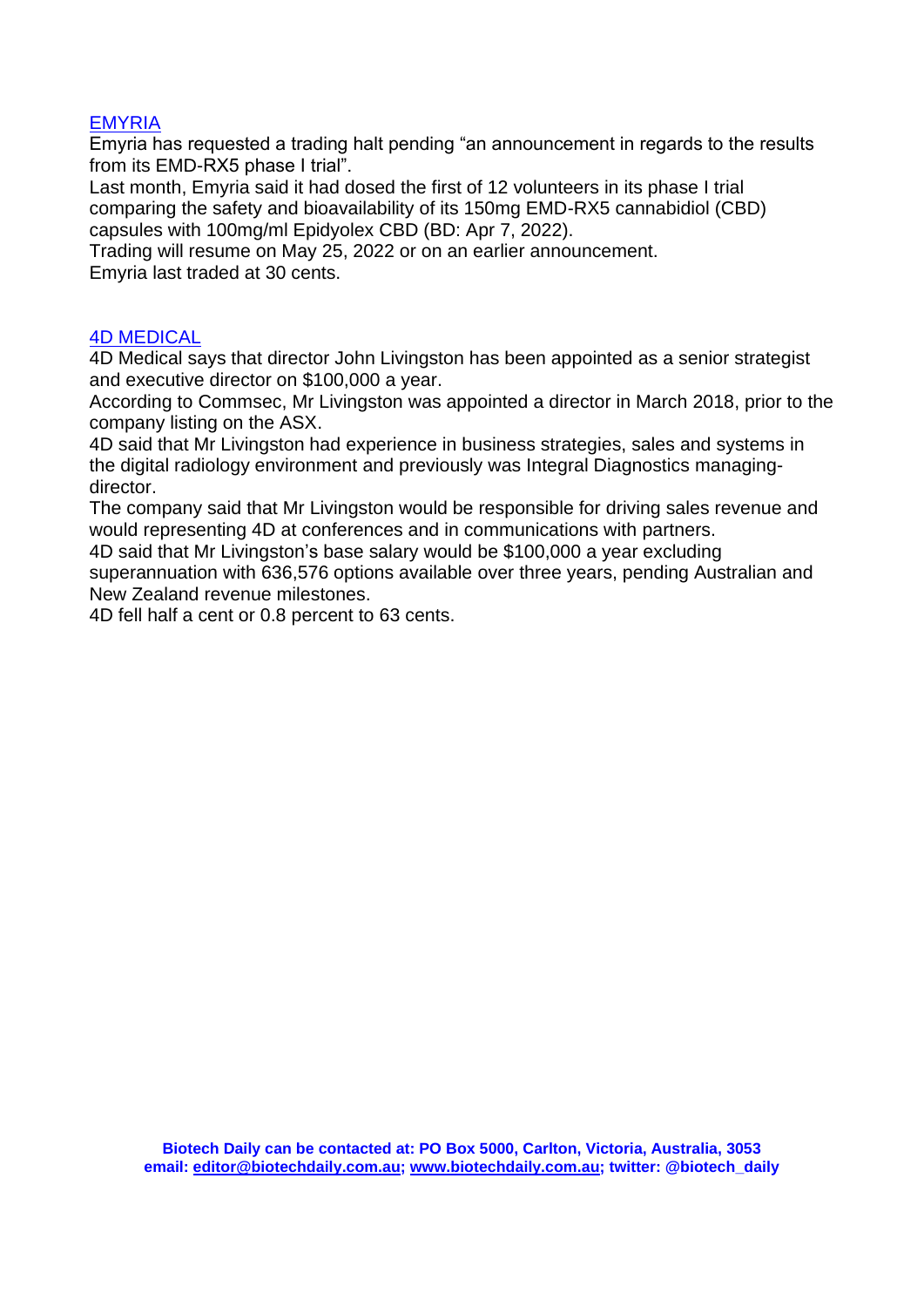## EMYRIA

Emyria has requested a trading halt pending "an announcement in regards to the results from its EMD-RX5 phase I trial".

Last month, Emyria said it had dosed the first of 12 volunteers in its phase I trial comparing the safety and bioavailability of its 150mg EMD-RX5 cannabidiol (CBD) capsules with 100mg/ml Epidyolex CBD (BD: Apr 7, 2022).

Trading will resume on May 25, 2022 or on an earlier announcement.

Emyria last traded at 30 cents.

## 4D MEDICAL

4D Medical says that director John Livingston has been appointed as a senior strategist and executive director on $100,000 a year.

According to Commsec, Mr Livingston was appointed a director in March 2018, prior to the company listing on the ASX.

4D said that Mr Livingston had experience in business strategies, sales and systems in the digital radiology environment and previously was Integral Diagnostics managing-director.

The company said that Mr Livingston would be responsible for driving sales revenue and would representing 4D at conferences and in communications with partners.

4D said that Mr Livingston's base salary would be $100,000 a year excluding superannuation with 636,576 options available over three years, pending Australian and New Zealand revenue milestones.

4D fell half a cent or 0.8 percent to 63 cents.

**Biotech Daily can be contacted at: PO Box 5000, Carlton, Victoria, Australia, 3053**
**email: editor@biotechdaily.com.au; www.biotechdaily.com.au; twitter: @biotech_daily**